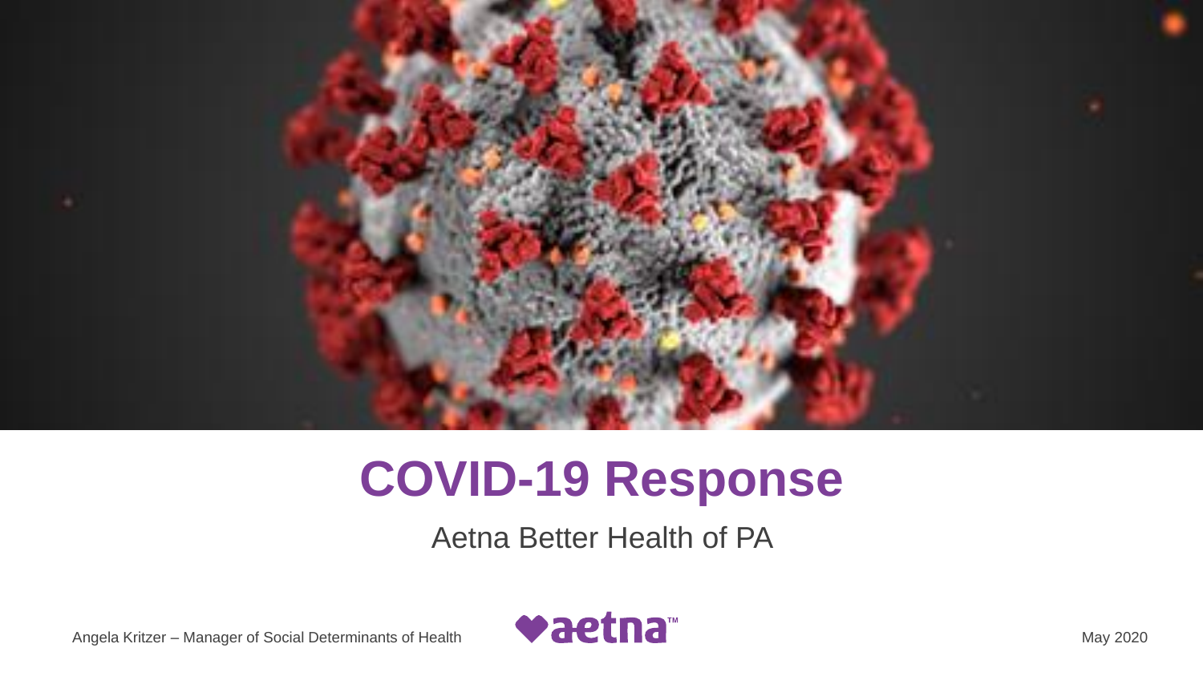# COVID-19 Response

Aetna Better Health of PA

Angela Kritzer – Manager of Social Determinants of Health

aetna™

May 2020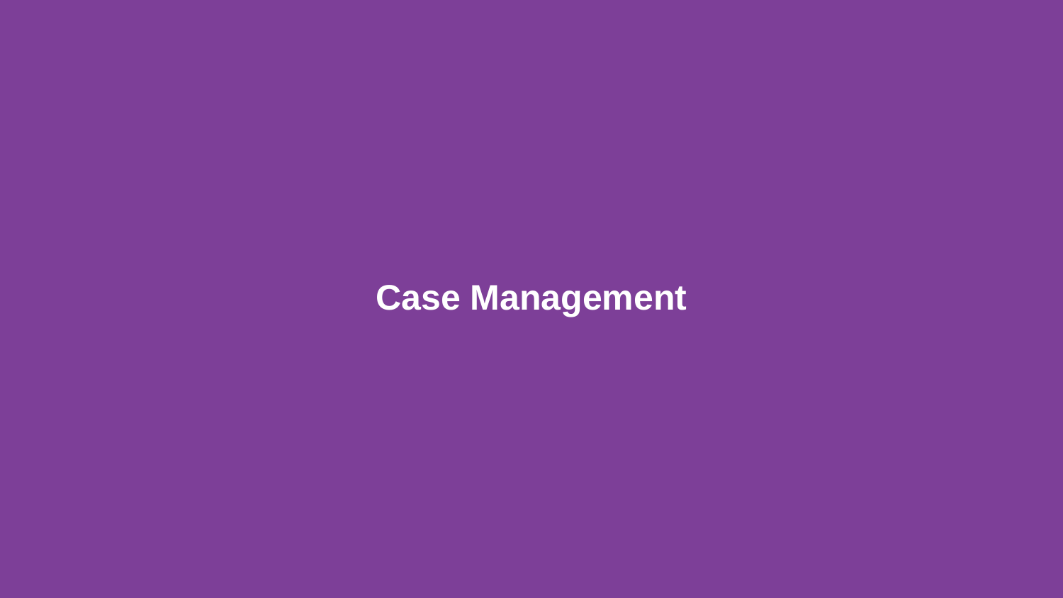# Case Management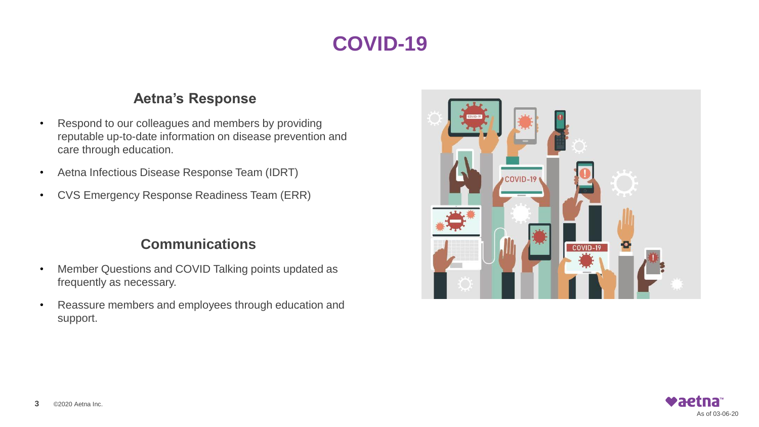# COVID-19

## Aetna's Response

- Respond to our colleagues and members by providing reputable up-to-date information on disease prevention and care through education.
- Aetna Infectious Disease Response Team (IDRT)
- CVS Emergency Response Readiness Team (ERR)

## Communications

- Member Questions and COVID Talking points updated as frequently as necessary.
- Reassure members and employees through education and support.

As of 03-06-20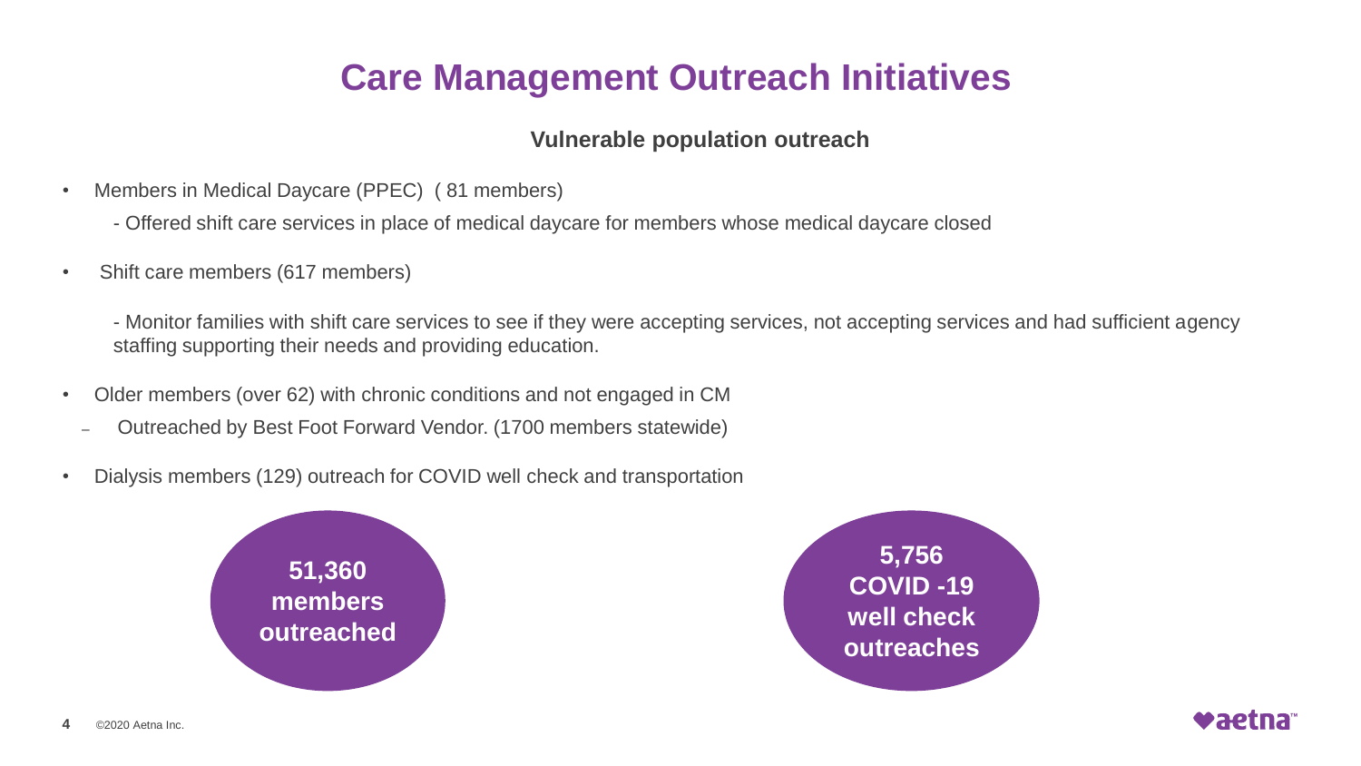# Care Management Outreach Initiatives

### Vulnerable population outreach

- Members in Medical Daycare (PPEC) ( 81 members)
  - Offered shift care services in place of medical daycare for members whose medical daycare closed
- Shift care members (617 members)
  - Monitor families with shift care services to see if they were accepting services, not accepting services and had sufficient agency staffing supporting their needs and providing education.
- Older members (over 62) with chronic conditions and not engaged in CM
  - Outreached by Best Foot Forward Vendor. (1700 members statewide)
- Dialysis members (129) outreach for COVID well check and transportation

**51,360 members outreached**

**5,756 COVID -19 well check outreaches**

©2020 Aetna Inc.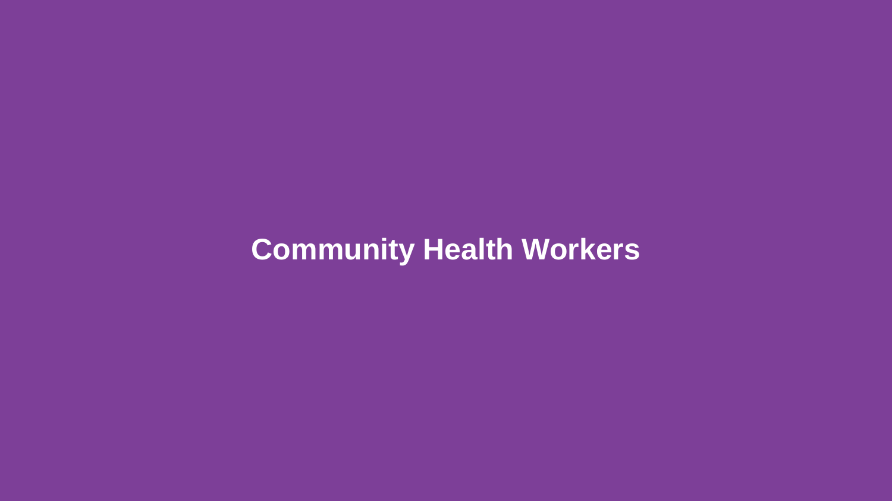# Community Health Workers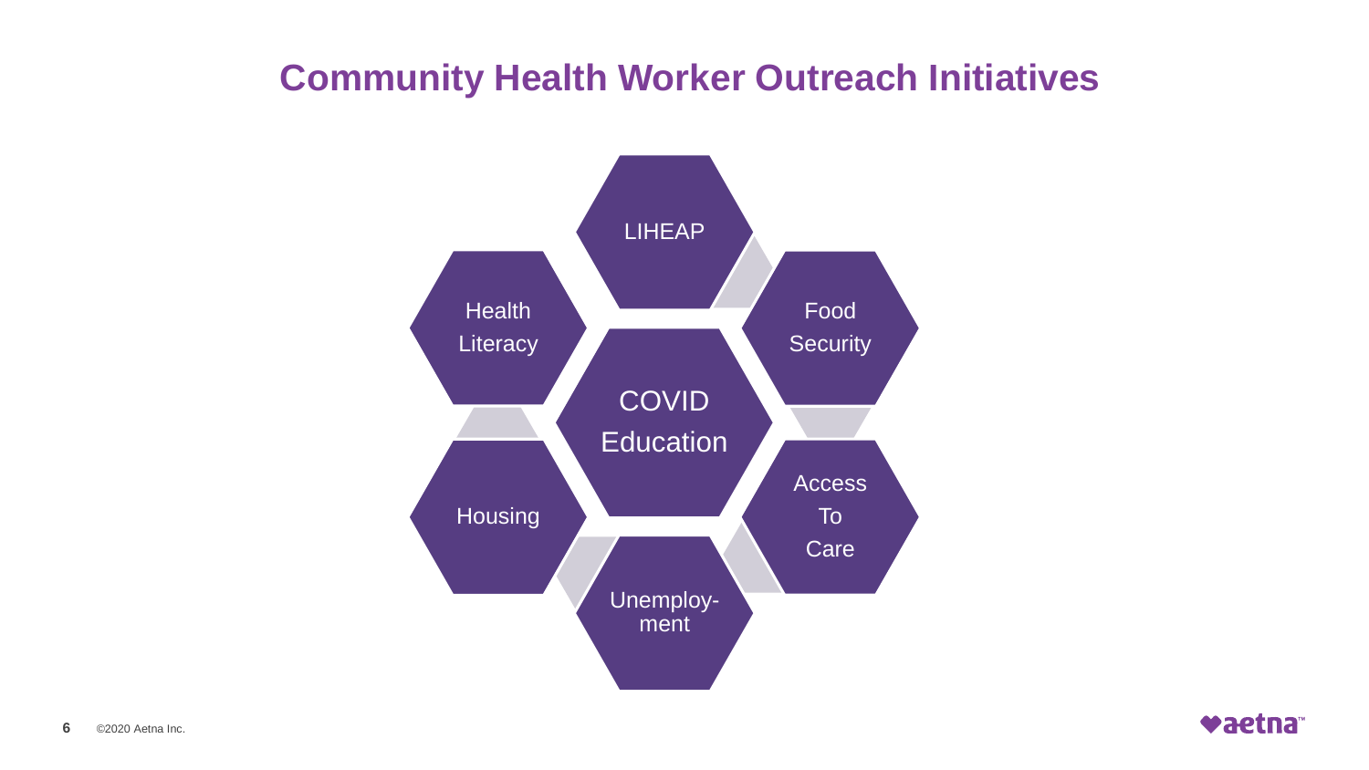# Community Health Worker Outreach Initiatives

- COVID Education
- LIHEAP
- Food Security
- Access To Care
- Unemploy-ment
- Housing
- Health Literacy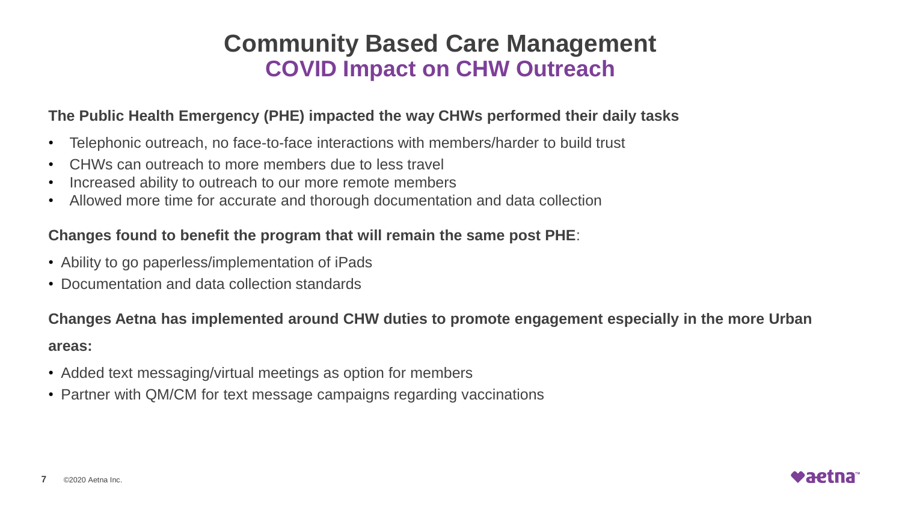# Community Based Care Management
## COVID Impact on CHW Outreach

**The Public Health Emergency (PHE) impacted the way CHWs performed their daily tasks**

- Telephonic outreach, no face-to-face interactions with members/harder to build trust
- CHWs can outreach to more members due to less travel
- Increased ability to outreach to our more remote members
- Allowed more time for accurate and thorough documentation and data collection

**Changes found to benefit the program that will remain the same post PHE**:

- Ability to go paperless/implementation of iPads
- Documentation and data collection standards

**Changes Aetna has implemented around CHW duties to promote engagement especially in the more Urban areas:**

- Added text messaging/virtual meetings as option for members
- Partner with QM/CM for text message campaigns regarding vaccinations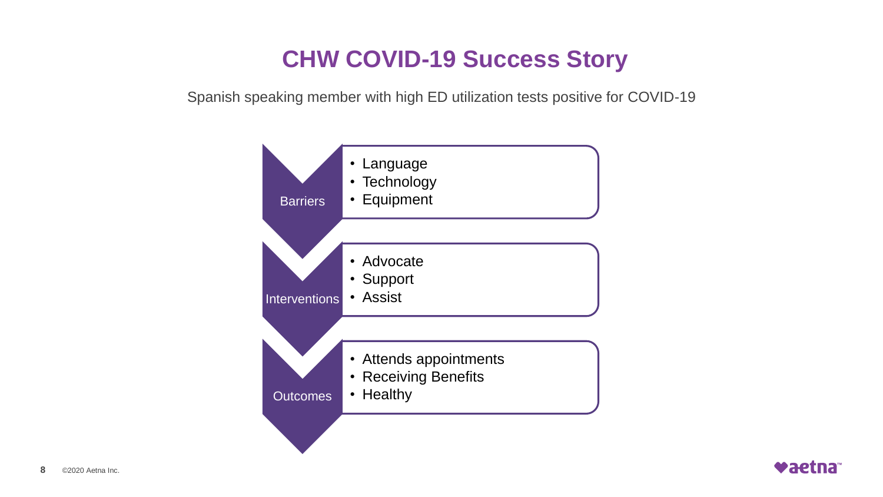# CHW COVID-19 Success Story

Spanish speaking member with high ED utilization tests positive for COVID-19

**Barriers**

- Language
- Technology
- Equipment

**Interventions**

- Advocate
- Support
- Assist

**Outcomes**

- Attends appointments
- Receiving Benefits
- Healthy

©2020 Aetna Inc.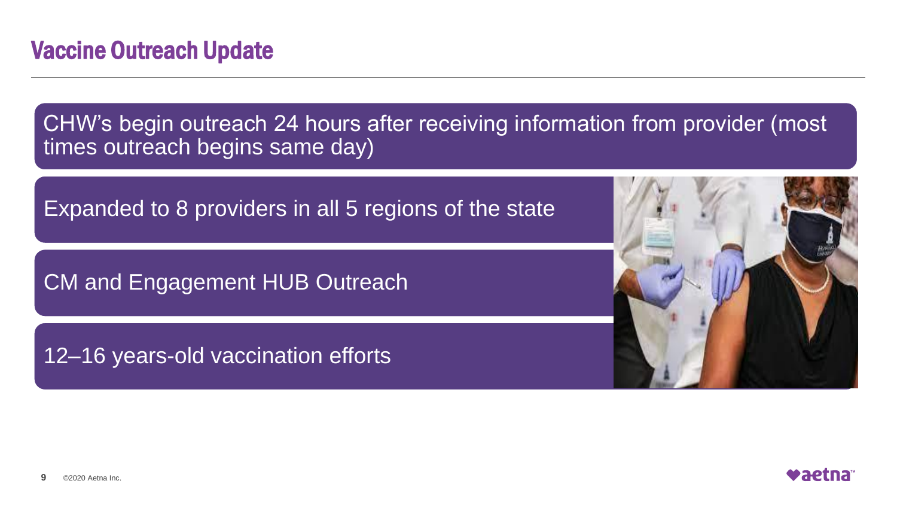# Vaccine Outreach Update

CHW's begin outreach 24 hours after receiving information from provider (most times outreach begins same day)

Expanded to 8 providers in all 5 regions of the state

CM and Engagement HUB Outreach

12–16 years-old vaccination efforts

©2020 Aetna Inc.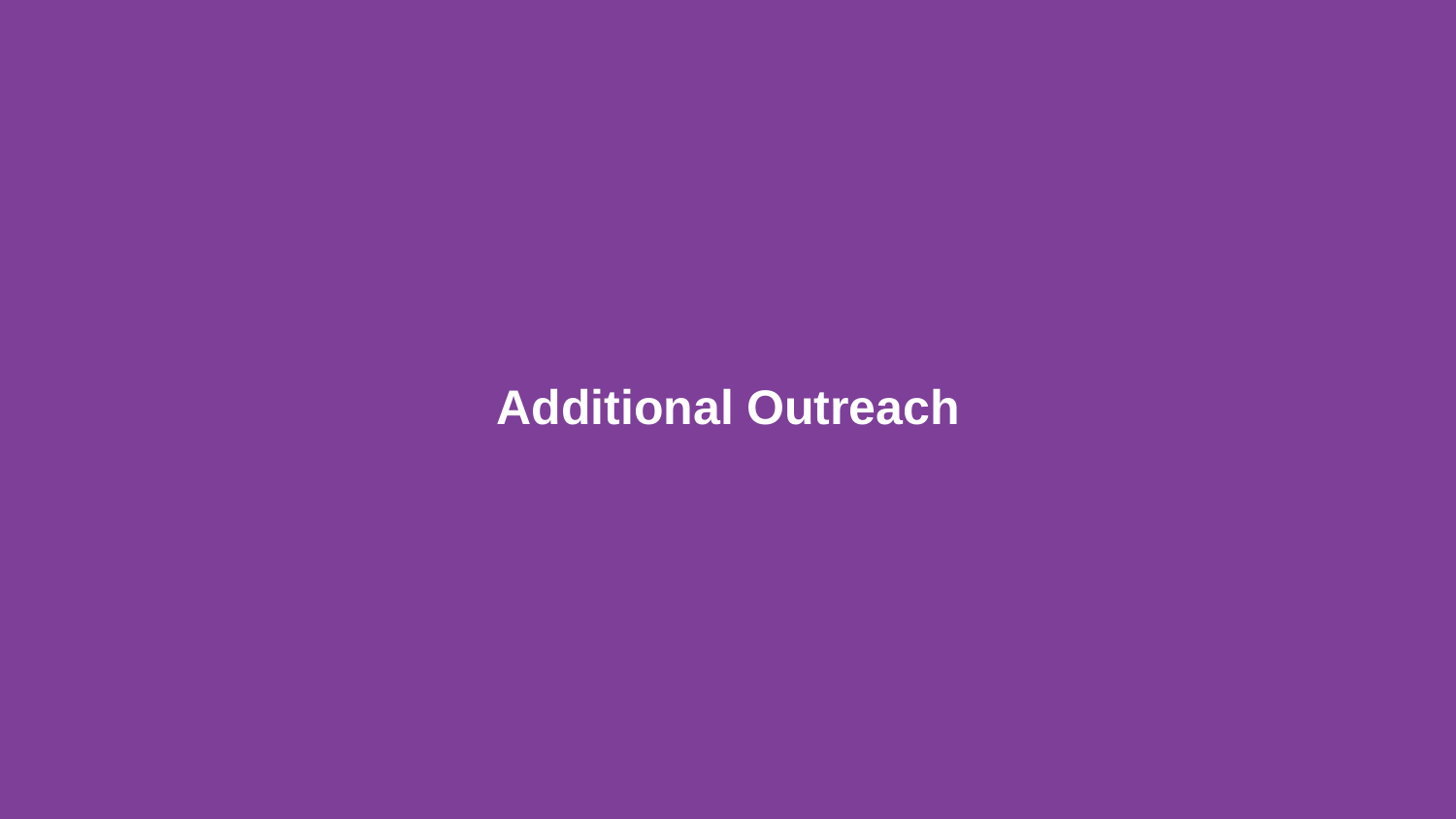# Additional Outreach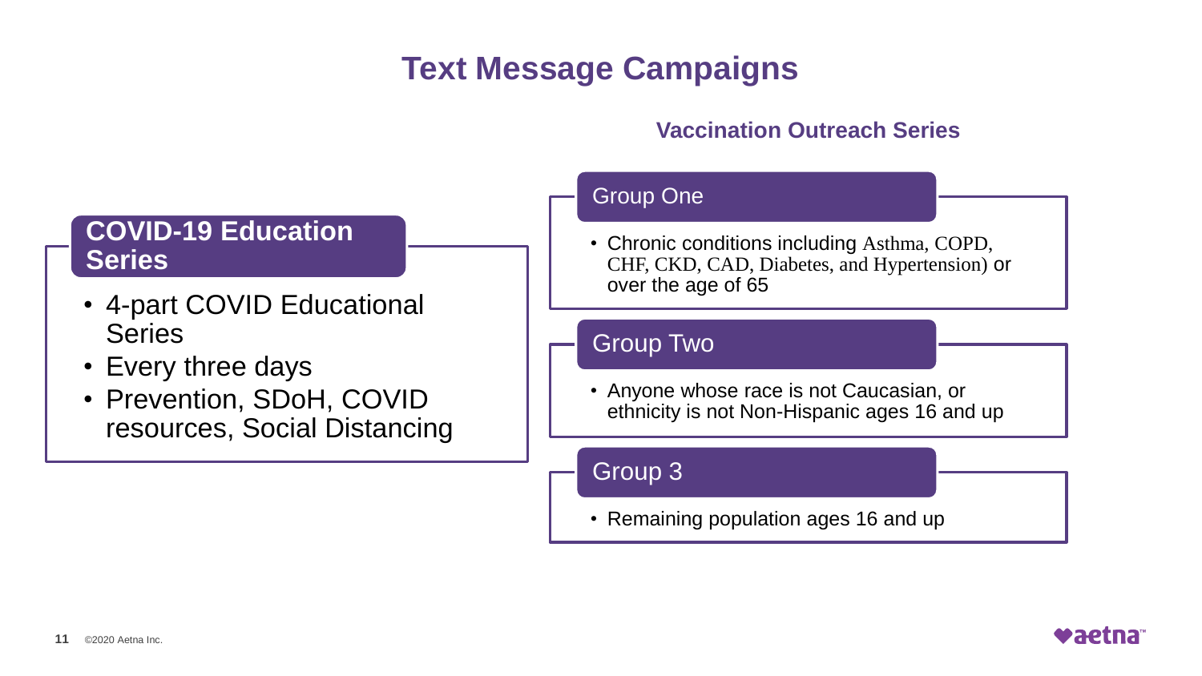# Text Message Campaigns

## COVID-19 Education Series

- 4-part COVID Educational Series
- Every three days
- Prevention, SDoH, COVID resources, Social Distancing

## Vaccination Outreach Series

### Group One

- Chronic conditions including Asthma, COPD, CHF, CKD, CAD, Diabetes, and Hypertension) or over the age of 65

### Group Two

- Anyone whose race is not Caucasian, or ethnicity is not Non-Hispanic ages 16 and up

### Group 3

- Remaining population ages 16 and up

©2020 Aetna Inc.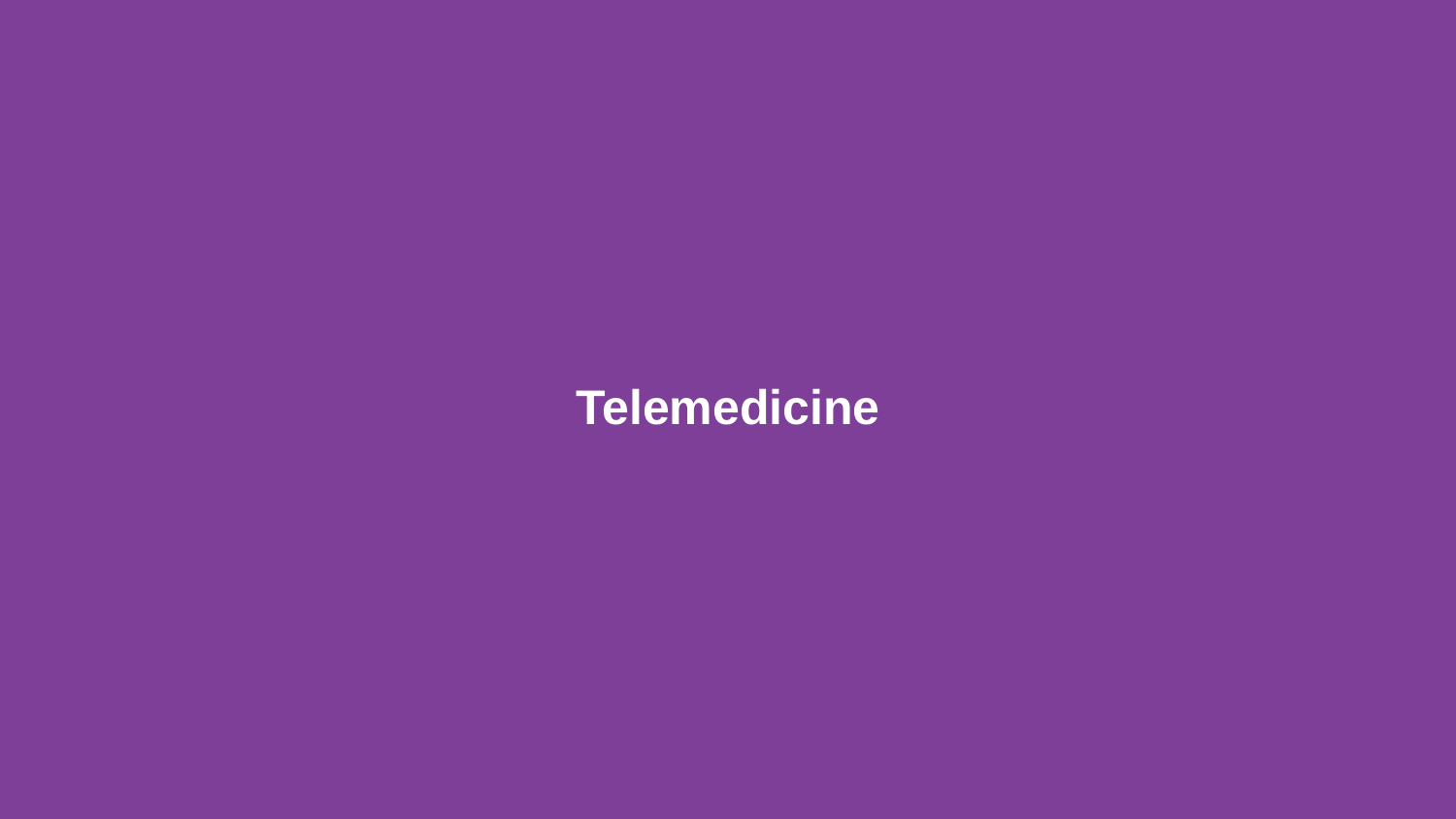# Telemedicine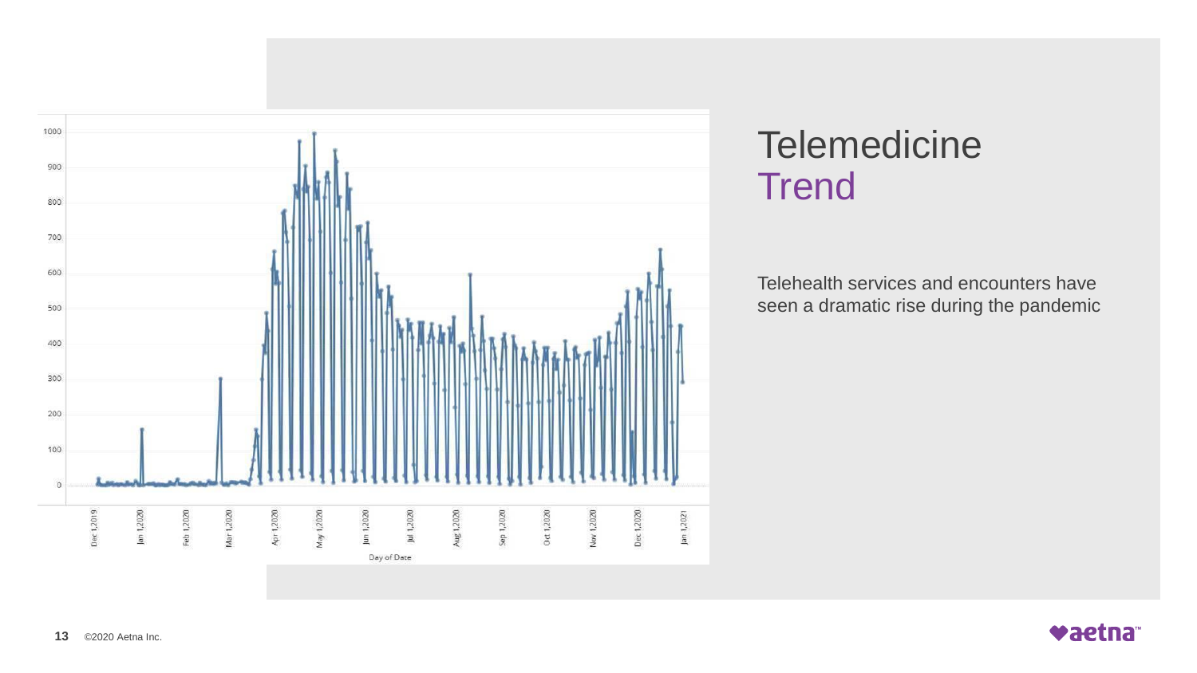# Telemedicine Trend

Telehealth services and encounters have seen a dramatic rise during the pandemic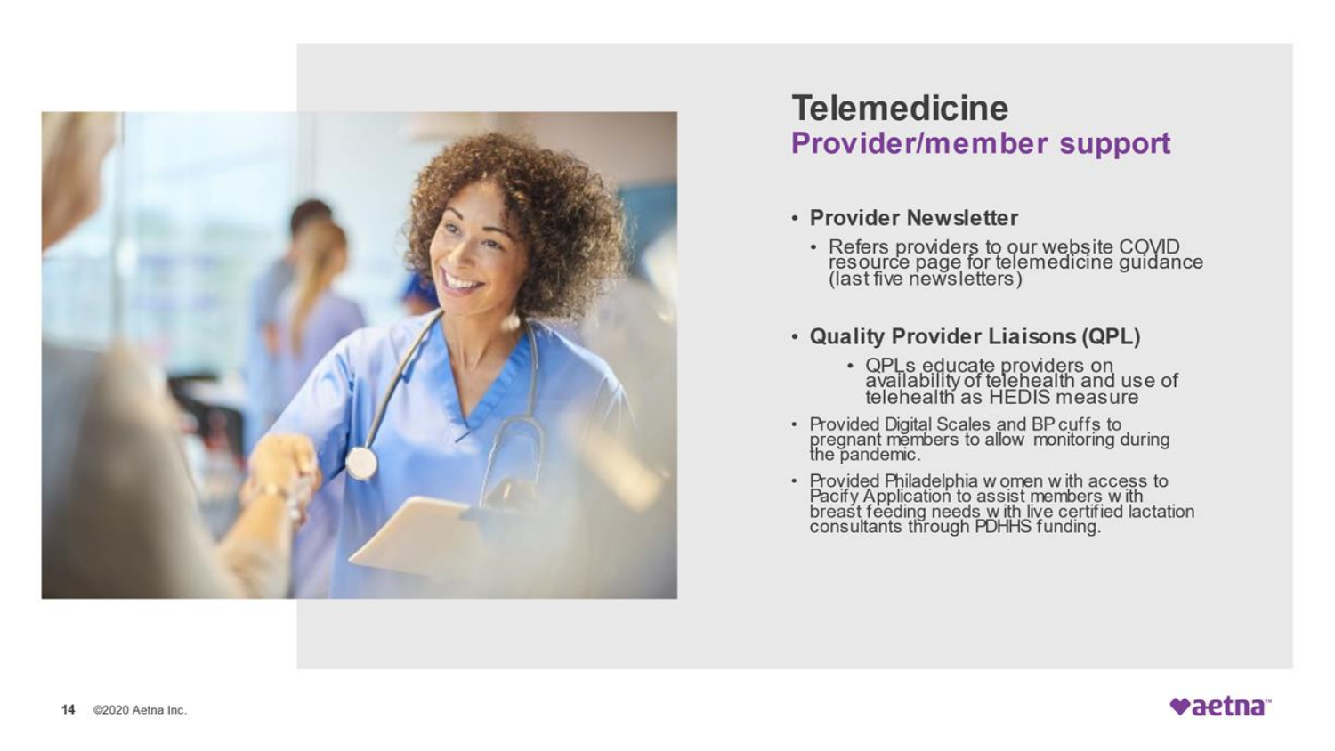# Telemedicine

## Provider/member support

- **Provider Newsletter**
  - Refers providers to our website COVID resource page for telemedicine guidance (last five newsletters)
- **Quality Provider Liaisons (QPL)**
  - QPLs educate providers on availability of telehealth and use of telehealth as HEDIS measure
- Provided Digital Scales and BP cuffs to pregnant members to allow monitoring during the pandemic.
- Provided Philadelphia women with access to Pacify Application to assist members with breast feeding needs with live certified lactation consultants through PDHHS funding.

©2020 Aetna Inc.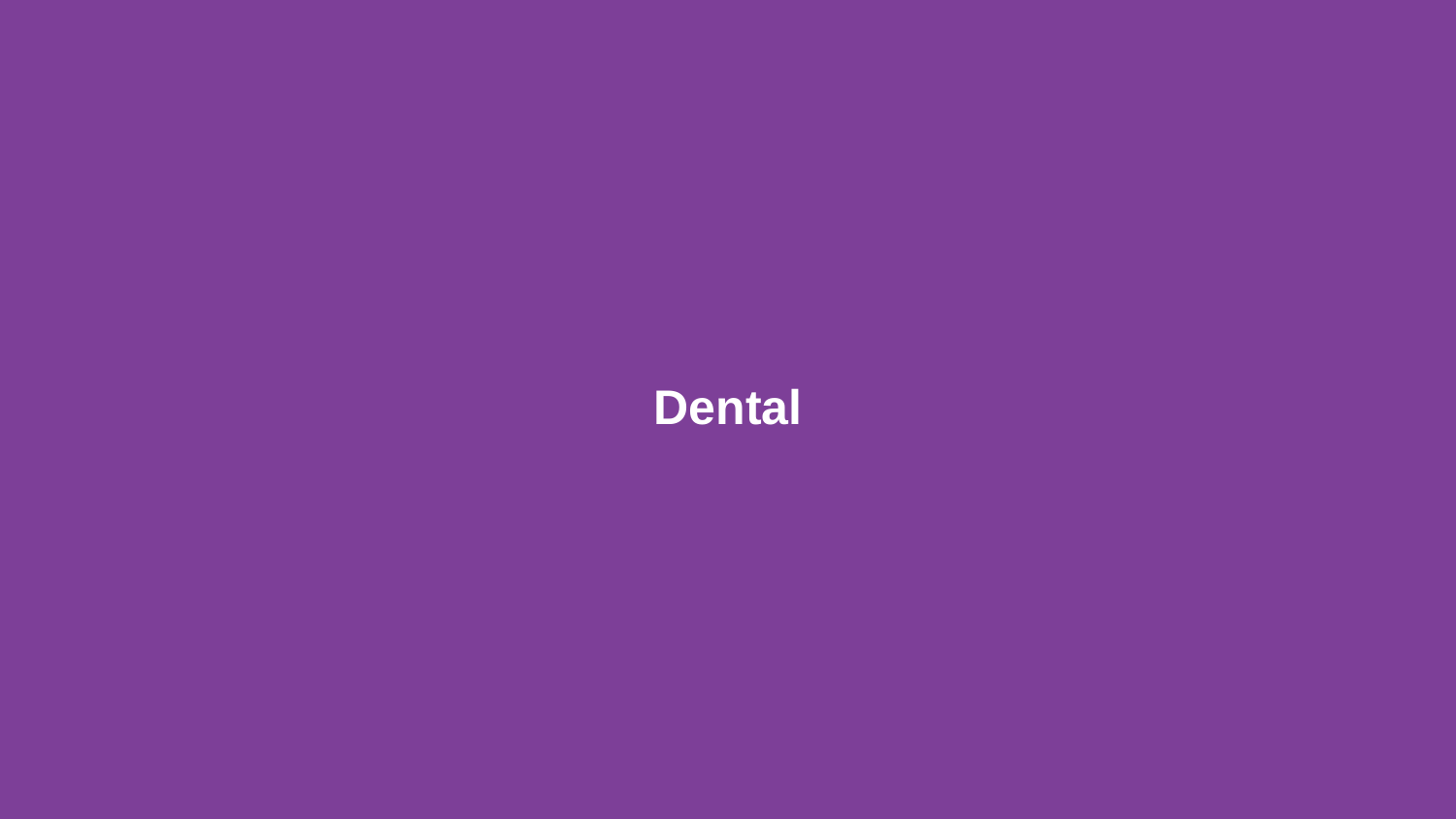# Dental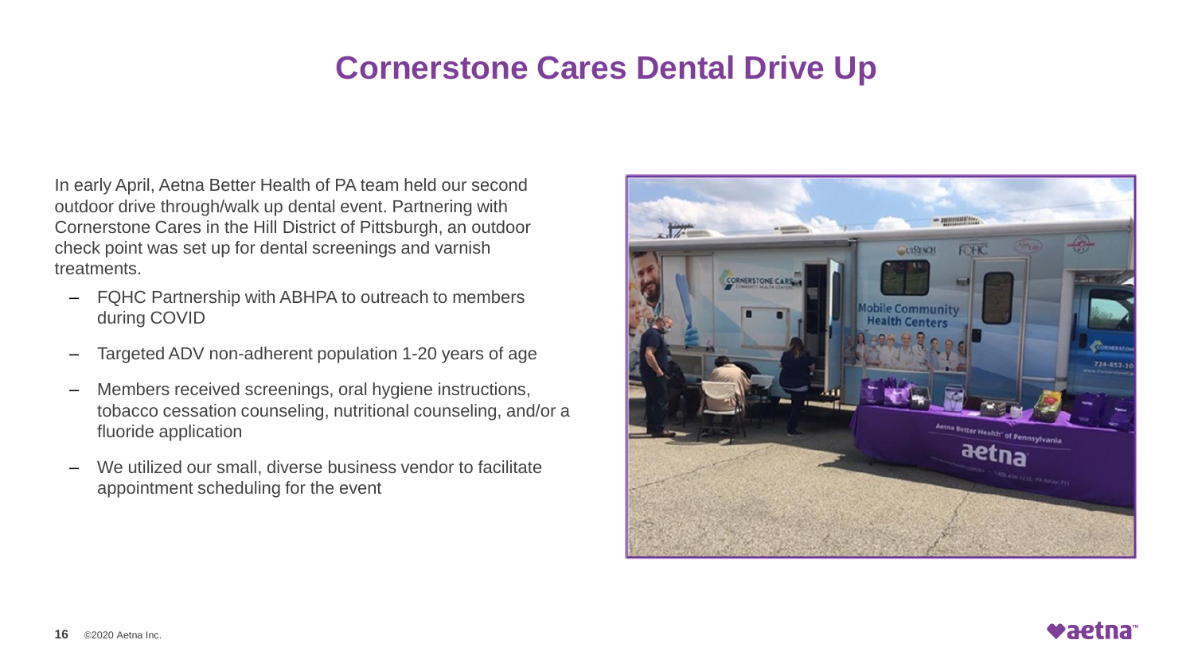# Cornerstone Cares Dental Drive Up

In early April, Aetna Better Health of PA team held our second outdoor drive through/walk up dental event. Partnering with Cornerstone Cares in the Hill District of Pittsburgh, an outdoor check point was set up for dental screenings and varnish treatments.

- FQHC Partnership with ABHPA to outreach to members during COVID
- Targeted ADV non-adherent population 1-20 years of age
- Members received screenings, oral hygiene instructions, tobacco cessation counseling, nutritional counseling, and/or a fluoride application
- We utilized our small, diverse business vendor to facilitate appointment scheduling for the event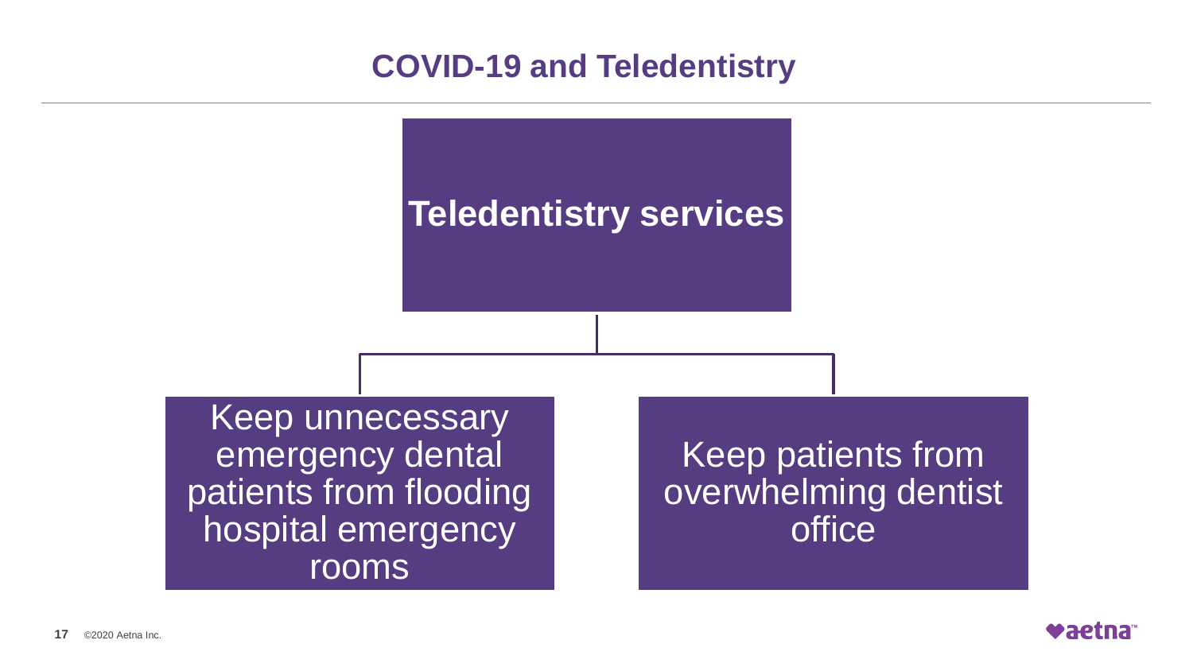# COVID-19 and Teledentistry

## Teledentistry services

- Keep unnecessary emergency dental patients from flooding hospital emergency rooms
- Keep patients from overwhelming dentist office

©2020 Aetna Inc.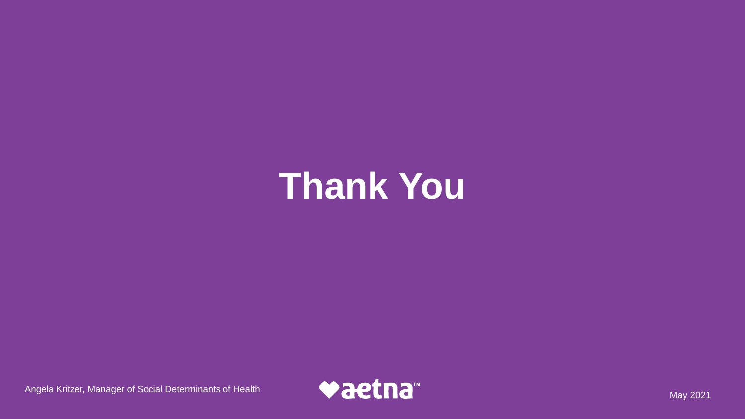# Thank You

Angela Kritzer, Manager of Social Determinants of Health

aetna™

May 2021